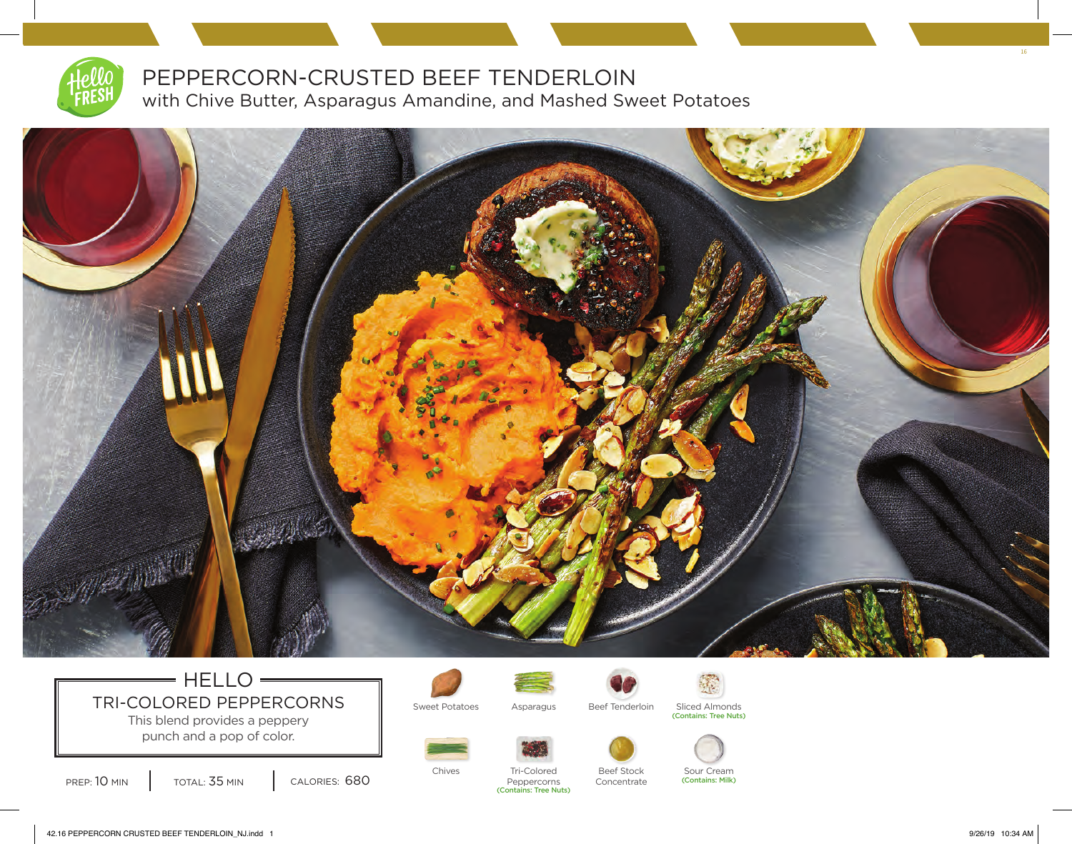# PEPPERCORN-CRUSTED BEEF TENDERLOIN

## with Chive Butter, Asparagus Amandine, and Mashed Sweet Potatoes

### HELLO

**TRI-COLORED PEPPERCORNS**

This blend provides a peppery punch and a pop of color.

PREP: 10 MIN | TOTAL: 35 MIN | CALORIES: 680

- Sweet Potatoes
- Asparagus
- Beef Tenderloin
- Sliced Almonds (Contains: Tree Nuts)
- Chives
- Tri-Colored Peppercorns (Contains: Tree Nuts)
- Beef Stock Concentrate
- Sour Cream (Contains: Milk)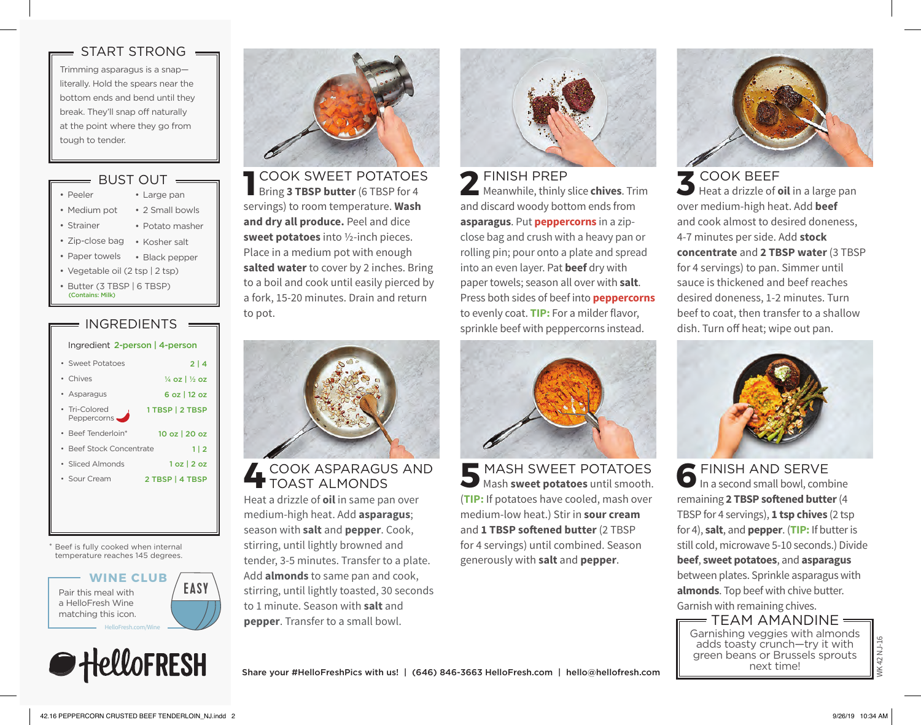## START STRONG

Trimming asparagus is a snap—literally. Hold the spears near the bottom ends and bend until they break. They'll snap off naturally at the point where they go from tough to tender.

## BUST OUT

- Peeler
- Medium pot
- Strainer
- Zip-close bag
- Paper towels
- Large pan
- 2 Small bowls
- Potato masher
- Kosher salt
- Black pepper
- Vegetable oil (2 tsp | 2 tsp)
- Butter (3 TBSP | 6 TBSP) (Contains: Milk)

## INGREDIENTS

| Ingredient | 2-person \| 4-person |
|---|---|
| Sweet Potatoes | 2 \| 4 |
| Chives | ¼ oz \| ½ oz |
| Asparagus | 6 oz \| 12 oz |
| Tri-Colored Peppercorns | 1 TBSP \| 2 TBSP |
| Beef Tenderloin* | 10 oz \| 20 oz |
| Beef Stock Concentrate | 1 \| 2 |
| Sliced Almonds | 1 oz \| 2 oz |
| Sour Cream | 2 TBSP \| 4 TBSP |

\* Beef is fully cooked when internal temperature reaches 145 degrees.

## WINE CLUB

Pair this meal with a HelloFresh Wine matching this icon.

EASY

HelloFresh.com/Wine

HelloFRESH

## 1 COOK SWEET POTATOES

Bring **3 TBSP butter** (6 TBSP for 4 servings) to room temperature. **Wash and dry all produce.** Peel and dice **sweet potatoes** into ½-inch pieces. Place in a medium pot with enough **salted water** to cover by 2 inches. Bring to a boil and cook until easily pierced by a fork, 15-20 minutes. Drain and return to pot.

## 2 FINISH PREP

Meanwhile, thinly slice **chives**. Trim and discard woody bottom ends from **asparagus**. Put **peppercorns** in a zip-close bag and crush with a heavy pan or rolling pin; pour onto a plate and spread into an even layer. Pat **beef** dry with paper towels; season all over with **salt**. Press both sides of beef into **peppercorns** to evenly coat. **TIP:** For a milder flavor, sprinkle beef with peppercorns instead.

## 3 COOK BEEF

Heat a drizzle of **oil** in a large pan over medium-high heat. Add **beef** and cook almost to desired doneness, 4-7 minutes per side. Add **stock concentrate** and **2 TBSP water** (3 TBSP for 4 servings) to pan. Simmer until sauce is thickened and beef reaches desired doneness, 1-2 minutes. Turn beef to coat, then transfer to a shallow dish. Turn off heat; wipe out pan.

## 4 COOK ASPARAGUS AND TOAST ALMONDS

Heat a drizzle of **oil** in same pan over medium-high heat. Add **asparagus**; season with **salt** and **pepper**. Cook, stirring, until lightly browned and tender, 3-5 minutes. Transfer to a plate. Add **almonds** to same pan and cook, stirring, until lightly toasted, 30 seconds to 1 minute. Season with **salt** and **pepper**. Transfer to a small bowl.

## 5 MASH SWEET POTATOES

Mash **sweet potatoes** until smooth. (**TIP:** If potatoes have cooled, mash over medium-low heat.) Stir in **sour cream** and **1 TBSP softened butter** (2 TBSP for 4 servings) until combined. Season generously with **salt** and **pepper**.

## 6 FINISH AND SERVE

In a second small bowl, combine remaining **2 TBSP softened butter** (4 TBSP for 4 servings), **1 tsp chives** (2 tsp for 4), **salt**, and **pepper**. (**TIP:** If butter is still cold, microwave 5-10 seconds.) Divide **beef**, **sweet potatoes**, and **asparagus** between plates. Sprinkle asparagus with **almonds**. Top beef with chive butter. Garnish with remaining chives.

## TEAM AMANDINE

Garnishing veggies with almonds adds toasty crunch—try it with green beans or Brussels sprouts next time!

Share your #HelloFreshPics with us! | (646) 846-3663 HelloFresh.com | hello@hellofresh.com

WK 42 NJ-16